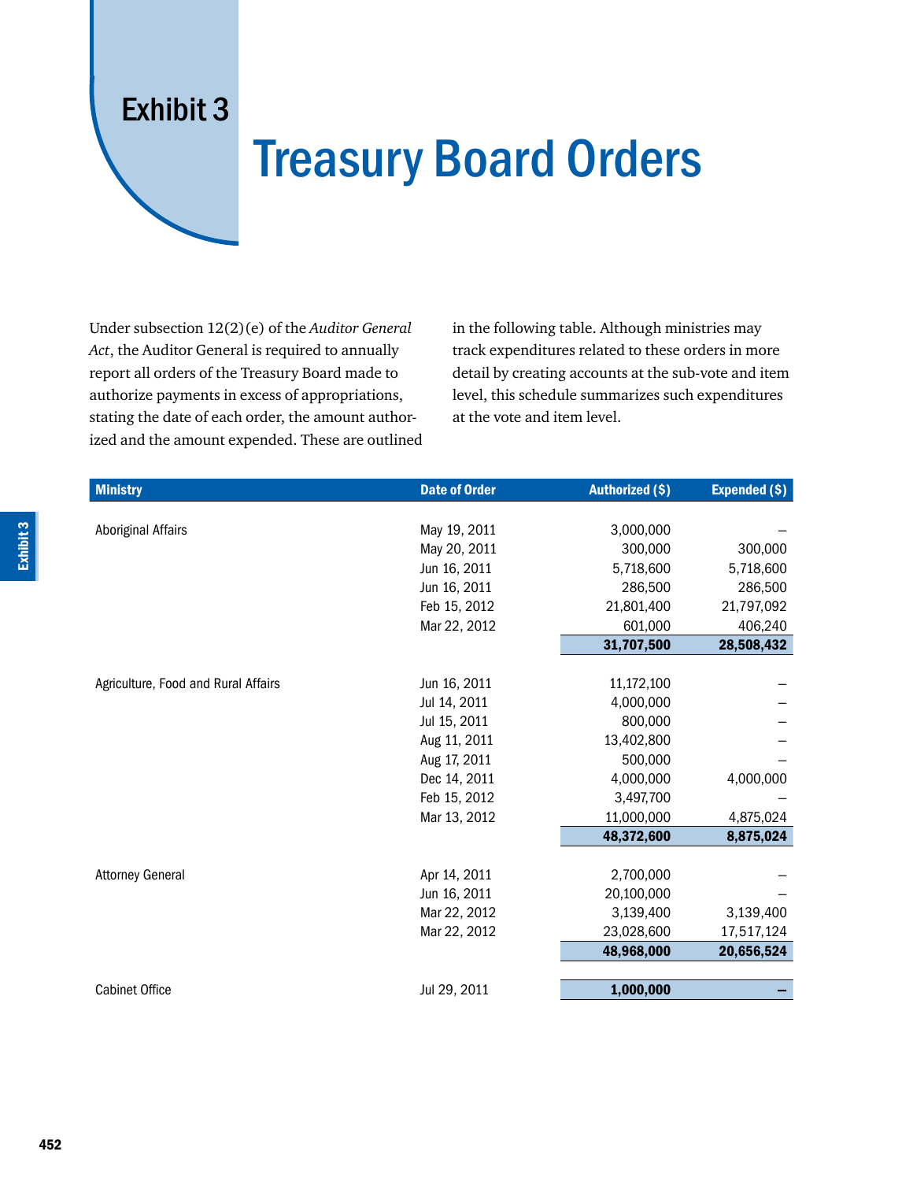# Exhibit 3

# Treasury Board Orders

Under subsection 12(2)(e) of the *Auditor General Act*, the Auditor General is required to annually report all orders of the Treasury Board made to authorize payments in excess of appropriations, stating the date of each order, the amount authorized and the amount expended. These are outlined in the following table. Although ministries may track expenditures related to these orders in more detail by creating accounts at the sub-vote and item level, this schedule summarizes such expenditures at the vote and item level.

| Ministry | Date of Order | Authorized ($) | Expended ($) |
|---|---|---:|---:|
| Aboriginal Affairs | May 19, 2011 | 3,000,000 | – |
| | May 20, 2011 | 300,000 | 300,000 |
| | Jun 16, 2011 | 5,718,600 | 5,718,600 |
| | Jun 16, 2011 | 286,500 | 286,500 |
| | Feb 15, 2012 | 21,801,400 | 21,797,092 |
| | Mar 22, 2012 | 601,000 | 406,240 |
| | | **31,707,500** | **28,508,432** |
| Agriculture, Food and Rural Affairs | Jun 16, 2011 | 11,172,100 | – |
| | Jul 14, 2011 | 4,000,000 | – |
| | Jul 15, 2011 | 800,000 | – |
| | Aug 11, 2011 | 13,402,800 | – |
| | Aug 17, 2011 | 500,000 | – |
| | Dec 14, 2011 | 4,000,000 | 4,000,000 |
| | Feb 15, 2012 | 3,497,700 | – |
| | Mar 13, 2012 | 11,000,000 | 4,875,024 |
| | | **48,372,600** | **8,875,024** |
| Attorney General | Apr 14, 2011 | 2,700,000 | – |
| | Jun 16, 2011 | 20,100,000 | – |
| | Mar 22, 2012 | 3,139,400 | 3,139,400 |
| | Mar 22, 2012 | 23,028,600 | 17,517,124 |
| | | **48,968,000** | **20,656,524** |
| Cabinet Office | Jul 29, 2011 | **1,000,000** | **–** |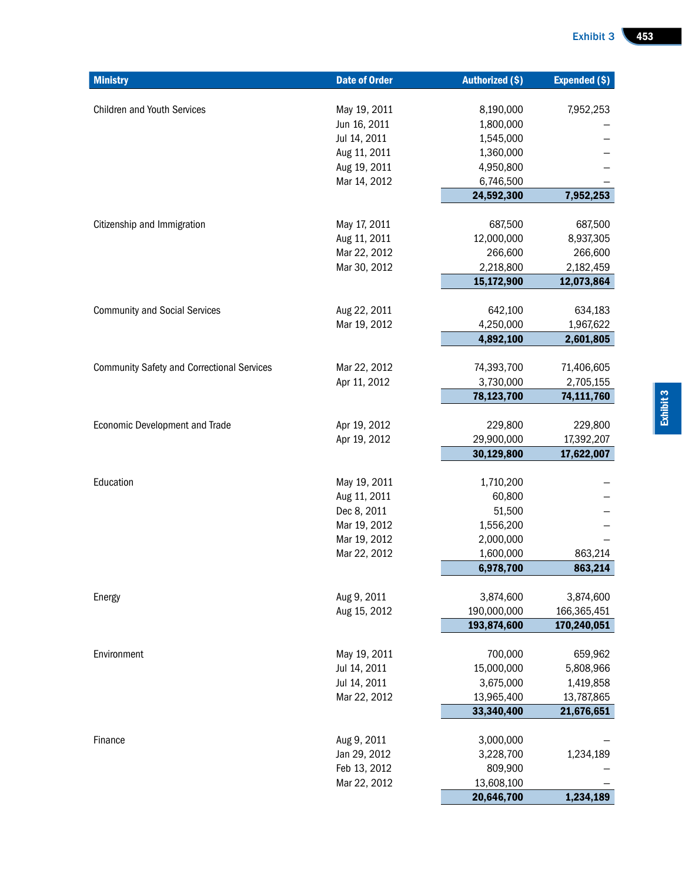| Ministry | Date of Order | Authorized ($) | Expended ($) |
|---|---|---|---|
| Children and Youth Services | May 19, 2011 | 8,190,000 | 7,952,253 |
| | Jun 16, 2011 | 1,800,000 | – |
| | Jul 14, 2011 | 1,545,000 | – |
| | Aug 11, 2011 | 1,360,000 | – |
| | Aug 19, 2011 | 4,950,800 | – |
| | Mar 14, 2012 | 6,746,500 | – |
| | | **24,592,300** | **7,952,253** |
| Citizenship and Immigration | May 17, 2011 | 687,500 | 687,500 |
| | Aug 11, 2011 | 12,000,000 | 8,937,305 |
| | Mar 22, 2012 | 266,600 | 266,600 |
| | Mar 30, 2012 | 2,218,800 | 2,182,459 |
| | | **15,172,900** | **12,073,864** |
| Community and Social Services | Aug 22, 2011 | 642,100 | 634,183 |
| | Mar 19, 2012 | 4,250,000 | 1,967,622 |
| | | **4,892,100** | **2,601,805** |
| Community Safety and Correctional Services | Mar 22, 2012 | 74,393,700 | 71,406,605 |
| | Apr 11, 2012 | 3,730,000 | 2,705,155 |
| | | **78,123,700** | **74,111,760** |
| Economic Development and Trade | Apr 19, 2012 | 229,800 | 229,800 |
| | Apr 19, 2012 | 29,900,000 | 17,392,207 |
| | | **30,129,800** | **17,622,007** |
| Education | May 19, 2011 | 1,710,200 | – |
| | Aug 11, 2011 | 60,800 | – |
| | Dec 8, 2011 | 51,500 | – |
| | Mar 19, 2012 | 1,556,200 | – |
| | Mar 19, 2012 | 2,000,000 | – |
| | Mar 22, 2012 | 1,600,000 | 863,214 |
| | | **6,978,700** | **863,214** |
| Energy | Aug 9, 2011 | 3,874,600 | 3,874,600 |
| | Aug 15, 2012 | 190,000,000 | 166,365,451 |
| | | **193,874,600** | **170,240,051** |
| Environment | May 19, 2011 | 700,000 | 659,962 |
| | Jul 14, 2011 | 15,000,000 | 5,808,966 |
| | Jul 14, 2011 | 3,675,000 | 1,419,858 |
| | Mar 22, 2012 | 13,965,400 | 13,787,865 |
| | | **33,340,400** | **21,676,651** |
| Finance | Aug 9, 2011 | 3,000,000 | – |
| | Jan 29, 2012 | 3,228,700 | 1,234,189 |
| | Feb 13, 2012 | 809,900 | – |
| | Mar 22, 2012 | 13,608,100 | – |
| | | **20,646,700** | **1,234,189** |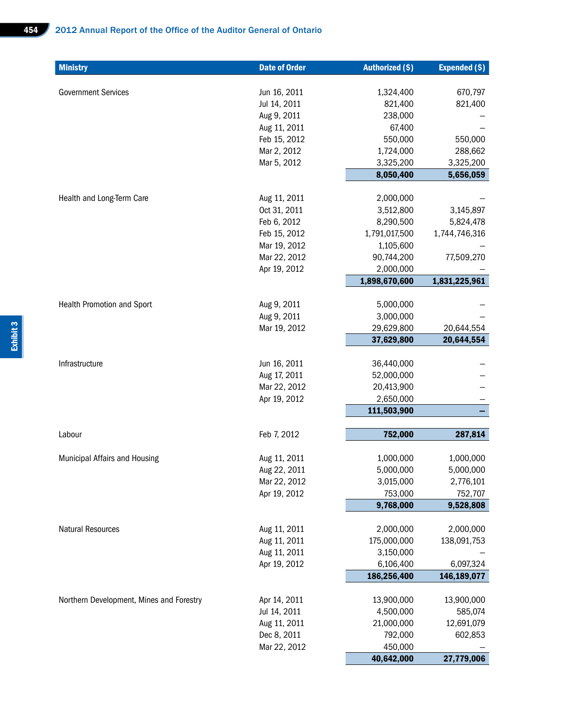| Ministry | Date of Order | Authorized ($) | Expended ($) |
|---|---|---|---|
| Government Services | Jun 16, 2011 | 1,324,400 | 670,797 |
| | Jul 14, 2011 | 821,400 | 821,400 |
| | Aug 9, 2011 | 238,000 | – |
| | Aug 11, 2011 | 67,400 | – |
| | Feb 15, 2012 | 550,000 | 550,000 |
| | Mar 2, 2012 | 1,724,000 | 288,662 |
| | Mar 5, 2012 | 3,325,200 | 3,325,200 |
| | | **8,050,400** | **5,656,059** |
| Health and Long-Term Care | Aug 11, 2011 | 2,000,000 | – |
| | Oct 31, 2011 | 3,512,800 | 3,145,897 |
| | Feb 6, 2012 | 8,290,500 | 5,824,478 |
| | Feb 15, 2012 | 1,791,017,500 | 1,744,746,316 |
| | Mar 19, 2012 | 1,105,600 | – |
| | Mar 22, 2012 | 90,744,200 | 77,509,270 |
| | Apr 19, 2012 | 2,000,000 | – |
| | | **1,898,670,600** | **1,831,225,961** |
| Health Promotion and Sport | Aug 9, 2011 | 5,000,000 | – |
| | Aug 9, 2011 | 3,000,000 | – |
| | Mar 19, 2012 | 29,629,800 | 20,644,554 |
| | | **37,629,800** | **20,644,554** |
| Infrastructure | Jun 16, 2011 | 36,440,000 | – |
| | Aug 17, 2011 | 52,000,000 | – |
| | Mar 22, 2012 | 20,413,900 | – |
| | Apr 19, 2012 | 2,650,000 | – |
| | | **111,503,900** | **–** |
| Labour | Feb 7, 2012 | **752,000** | **287,814** |
| Municipal Affairs and Housing | Aug 11, 2011 | 1,000,000 | 1,000,000 |
| | Aug 22, 2011 | 5,000,000 | 5,000,000 |
| | Mar 22, 2012 | 3,015,000 | 2,776,101 |
| | Apr 19, 2012 | 753,000 | 752,707 |
| | | **9,768,000** | **9,528,808** |
| Natural Resources | Aug 11, 2011 | 2,000,000 | 2,000,000 |
| | Aug 11, 2011 | 175,000,000 | 138,091,753 |
| | Aug 11, 2011 | 3,150,000 | – |
| | Apr 19, 2012 | 6,106,400 | 6,097,324 |
| | | **186,256,400** | **146,189,077** |
| Northern Development, Mines and Forestry | Apr 14, 2011 | 13,900,000 | 13,900,000 |
| | Jul 14, 2011 | 4,500,000 | 585,074 |
| | Aug 11, 2011 | 21,000,000 | 12,691,079 |
| | Dec 8, 2011 | 792,000 | 602,853 |
| | Mar 22, 2012 | 450,000 | – |
| | | **40,642,000** | **27,779,006** |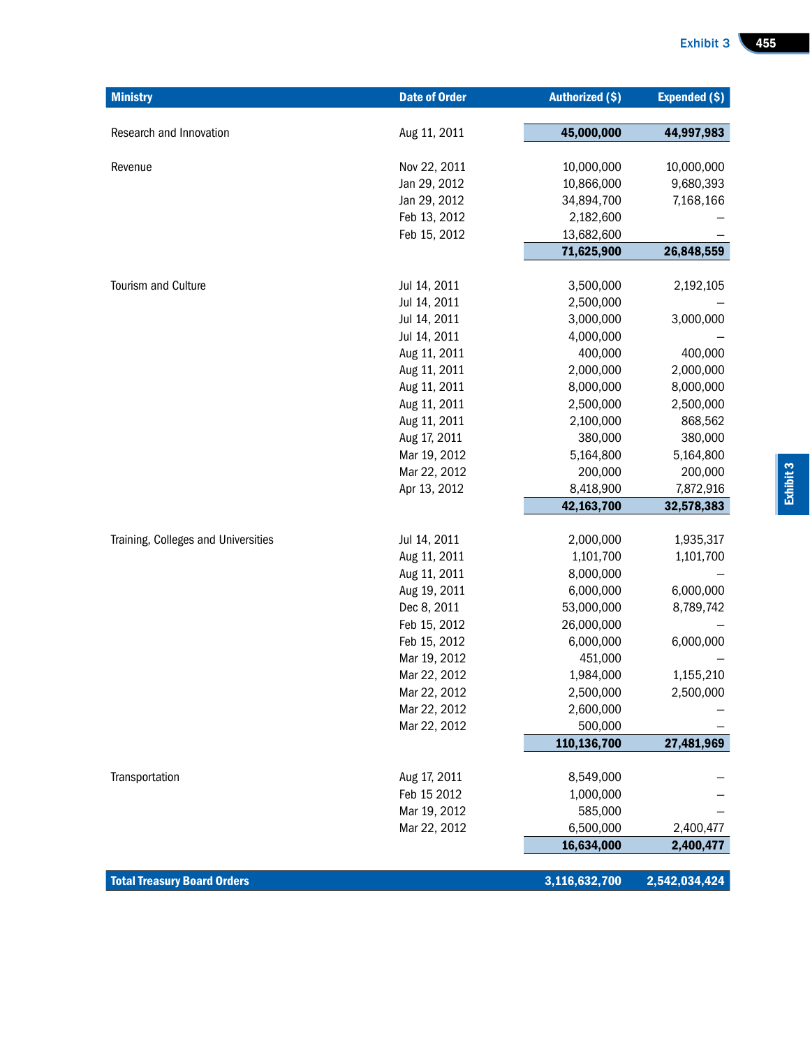| Ministry | Date of Order | Authorized ($) | Expended ($) |
|---|---|---|---|
| Research and Innovation | Aug 11, 2011 | **45,000,000** | **44,997,983** |
| Revenue | Nov 22, 2011 | 10,000,000 | 10,000,000 |
| | Jan 29, 2012 | 10,866,000 | 9,680,393 |
| | Jan 29, 2012 | 34,894,700 | 7,168,166 |
| | Feb 13, 2012 | 2,182,600 | – |
| | Feb 15, 2012 | 13,682,600 | – |
| | | **71,625,900** | **26,848,559** |
| Tourism and Culture | Jul 14, 2011 | 3,500,000 | 2,192,105 |
| | Jul 14, 2011 | 2,500,000 | – |
| | Jul 14, 2011 | 3,000,000 | 3,000,000 |
| | Jul 14, 2011 | 4,000,000 | – |
| | Aug 11, 2011 | 400,000 | 400,000 |
| | Aug 11, 2011 | 2,000,000 | 2,000,000 |
| | Aug 11, 2011 | 8,000,000 | 8,000,000 |
| | Aug 11, 2011 | 2,500,000 | 2,500,000 |
| | Aug 11, 2011 | 2,100,000 | 868,562 |
| | Aug 17, 2011 | 380,000 | 380,000 |
| | Mar 19, 2012 | 5,164,800 | 5,164,800 |
| | Mar 22, 2012 | 200,000 | 200,000 |
| | Apr 13, 2012 | 8,418,900 | 7,872,916 |
| | | **42,163,700** | **32,578,383** |
| Training, Colleges and Universities | Jul 14, 2011 | 2,000,000 | 1,935,317 |
| | Aug 11, 2011 | 1,101,700 | 1,101,700 |
| | Aug 11, 2011 | 8,000,000 | – |
| | Aug 19, 2011 | 6,000,000 | 6,000,000 |
| | Dec 8, 2011 | 53,000,000 | 8,789,742 |
| | Feb 15, 2012 | 26,000,000 | – |
| | Feb 15, 2012 | 6,000,000 | 6,000,000 |
| | Mar 19, 2012 | 451,000 | – |
| | Mar 22, 2012 | 1,984,000 | 1,155,210 |
| | Mar 22, 2012 | 2,500,000 | 2,500,000 |
| | Mar 22, 2012 | 2,600,000 | – |
| | Mar 22, 2012 | 500,000 | – |
| | | **110,136,700** | **27,481,969** |
| Transportation | Aug 17, 2011 | 8,549,000 | – |
| | Feb 15 2012 | 1,000,000 | – |
| | Mar 19, 2012 | 585,000 | – |
| | Mar 22, 2012 | 6,500,000 | 2,400,477 |
| | | **16,634,000** | **2,400,477** |
| **Total Treasury Board Orders** | | **3,116,632,700** | **2,542,034,424** |